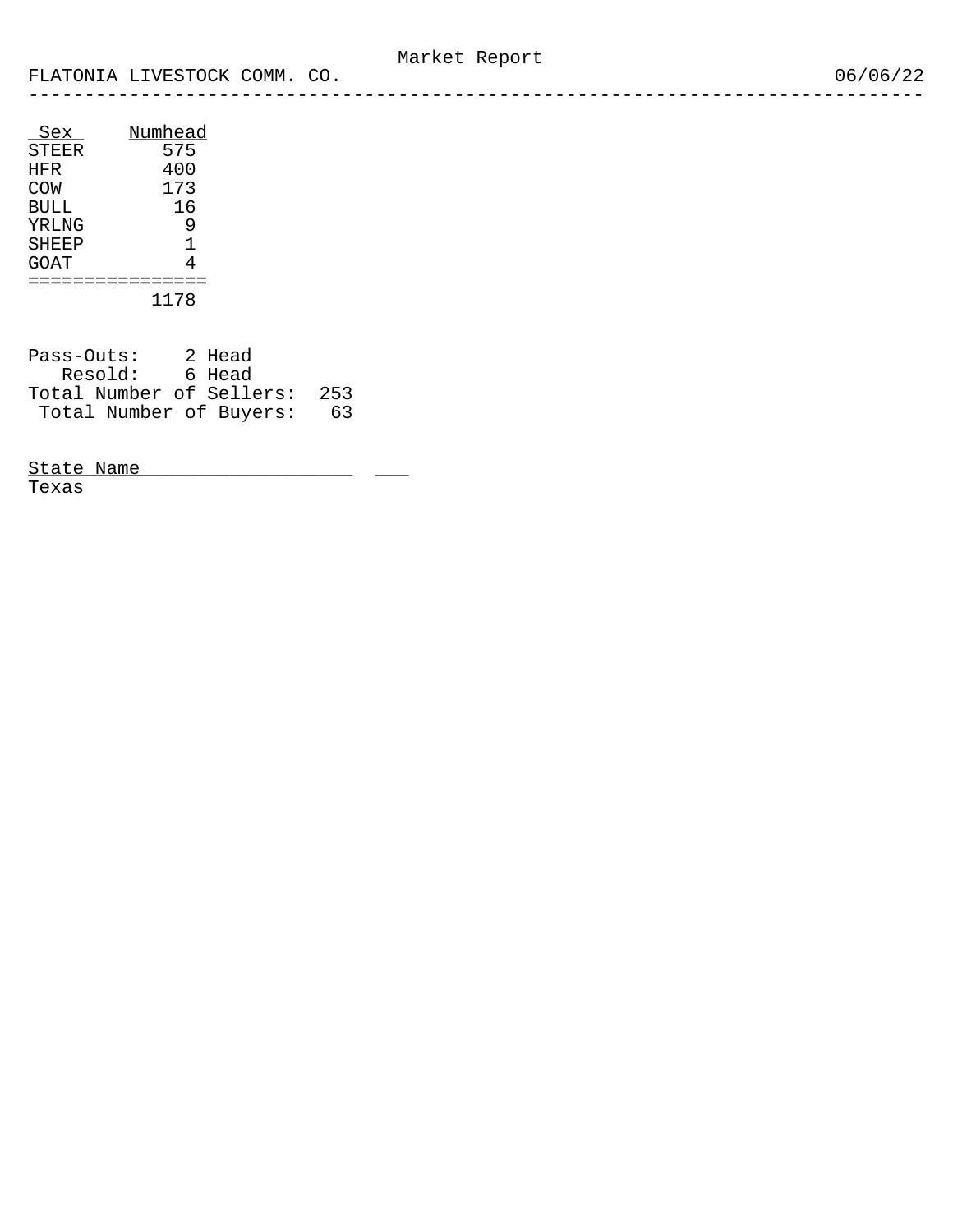# Market Report

FLATONIA LIVESTOCK COMM. CO. 06/06/22

| Sex | Numhead |
|---|---|
| STEER | 575 |
| HFR | 400 |
| COW | 173 |
| BULL | 16 |
| YRLNG | 9 |
| SHEEP | 1 |
| GOAT | 4 |
| | 1178 |

Pass-Outs: 2 Head
Resold: 6 Head
Total Number of Sellers: 253
Total Number of Buyers: 63

| State Name | |
|---|---|
| Texas | |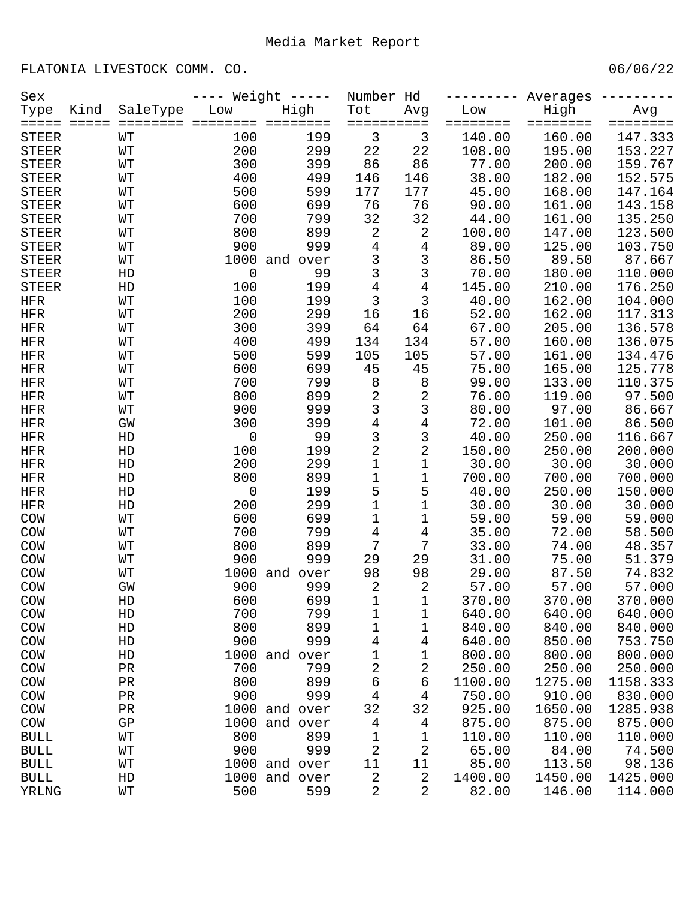Media Market Report

FLATONIA LIVESTOCK COMM. CO. 06/06/22

| Sex Type | Kind | SaleType | Weight Low | Weight High | Number Hd Tot | Number Hd Avg | Averages Low | Averages High | Averages Avg |
|---|---|---|---|---|---|---|---|---|---|
| STEER | | WT | 100 | 199 | 3 | 3 | 140.00 | 160.00 | 147.333 |
| STEER | | WT | 200 | 299 | 22 | 22 | 108.00 | 195.00 | 153.227 |
| STEER | | WT | 300 | 399 | 86 | 86 | 77.00 | 200.00 | 159.767 |
| STEER | | WT | 400 | 499 | 146 | 146 | 38.00 | 182.00 | 152.575 |
| STEER | | WT | 500 | 599 | 177 | 177 | 45.00 | 168.00 | 147.164 |
| STEER | | WT | 600 | 699 | 76 | 76 | 90.00 | 161.00 | 143.158 |
| STEER | | WT | 700 | 799 | 32 | 32 | 44.00 | 161.00 | 135.250 |
| STEER | | WT | 800 | 899 | 2 | 2 | 100.00 | 147.00 | 123.500 |
| STEER | | WT | 900 | 999 | 4 | 4 | 89.00 | 125.00 | 103.750 |
| STEER | | WT | 1000 | and over | 3 | 3 | 86.50 | 89.50 | 87.667 |
| STEER | | HD | 0 | 99 | 3 | 3 | 70.00 | 180.00 | 110.000 |
| STEER | | HD | 100 | 199 | 4 | 4 | 145.00 | 210.00 | 176.250 |
| HFR | | WT | 100 | 199 | 3 | 3 | 40.00 | 162.00 | 104.000 |
| HFR | | WT | 200 | 299 | 16 | 16 | 52.00 | 162.00 | 117.313 |
| HFR | | WT | 300 | 399 | 64 | 64 | 67.00 | 205.00 | 136.578 |
| HFR | | WT | 400 | 499 | 134 | 134 | 57.00 | 160.00 | 136.075 |
| HFR | | WT | 500 | 599 | 105 | 105 | 57.00 | 161.00 | 134.476 |
| HFR | | WT | 600 | 699 | 45 | 45 | 75.00 | 165.00 | 125.778 |
| HFR | | WT | 700 | 799 | 8 | 8 | 99.00 | 133.00 | 110.375 |
| HFR | | WT | 800 | 899 | 2 | 2 | 76.00 | 119.00 | 97.500 |
| HFR | | WT | 900 | 999 | 3 | 3 | 80.00 | 97.00 | 86.667 |
| HFR | | GW | 300 | 399 | 4 | 4 | 72.00 | 101.00 | 86.500 |
| HFR | | HD | 0 | 99 | 3 | 3 | 40.00 | 250.00 | 116.667 |
| HFR | | HD | 100 | 199 | 2 | 2 | 150.00 | 250.00 | 200.000 |
| HFR | | HD | 200 | 299 | 1 | 1 | 30.00 | 30.00 | 30.000 |
| HFR | | HD | 800 | 899 | 1 | 1 | 700.00 | 700.00 | 700.000 |
| HFR | | HD | 0 | 199 | 5 | 5 | 40.00 | 250.00 | 150.000 |
| HFR | | HD | 200 | 299 | 1 | 1 | 30.00 | 30.00 | 30.000 |
| COW | | WT | 600 | 699 | 1 | 1 | 59.00 | 59.00 | 59.000 |
| COW | | WT | 700 | 799 | 4 | 4 | 35.00 | 72.00 | 58.500 |
| COW | | WT | 800 | 899 | 7 | 7 | 33.00 | 74.00 | 48.357 |
| COW | | WT | 900 | 999 | 29 | 29 | 31.00 | 75.00 | 51.379 |
| COW | | WT | 1000 | and over | 98 | 98 | 29.00 | 87.50 | 74.832 |
| COW | | GW | 900 | 999 | 2 | 2 | 57.00 | 57.00 | 57.000 |
| COW | | HD | 600 | 699 | 1 | 1 | 370.00 | 370.00 | 370.000 |
| COW | | HD | 700 | 799 | 1 | 1 | 640.00 | 640.00 | 640.000 |
| COW | | HD | 800 | 899 | 1 | 1 | 840.00 | 840.00 | 840.000 |
| COW | | HD | 900 | 999 | 4 | 4 | 640.00 | 850.00 | 753.750 |
| COW | | HD | 1000 | and over | 1 | 1 | 800.00 | 800.00 | 800.000 |
| COW | | PR | 700 | 799 | 2 | 2 | 250.00 | 250.00 | 250.000 |
| COW | | PR | 800 | 899 | 6 | 6 | 1100.00 | 1275.00 | 1158.333 |
| COW | | PR | 900 | 999 | 4 | 4 | 750.00 | 910.00 | 830.000 |
| COW | | PR | 1000 | and over | 32 | 32 | 925.00 | 1650.00 | 1285.938 |
| COW | | GP | 1000 | and over | 4 | 4 | 875.00 | 875.00 | 875.000 |
| BULL | | WT | 800 | 899 | 1 | 1 | 110.00 | 110.00 | 110.000 |
| BULL | | WT | 900 | 999 | 2 | 2 | 65.00 | 84.00 | 74.500 |
| BULL | | WT | 1000 | and over | 11 | 11 | 85.00 | 113.50 | 98.136 |
| BULL | | HD | 1000 | and over | 2 | 2 | 1400.00 | 1450.00 | 1425.000 |
| YRLNG | | WT | 500 | 599 | 2 | 2 | 82.00 | 146.00 | 114.000 |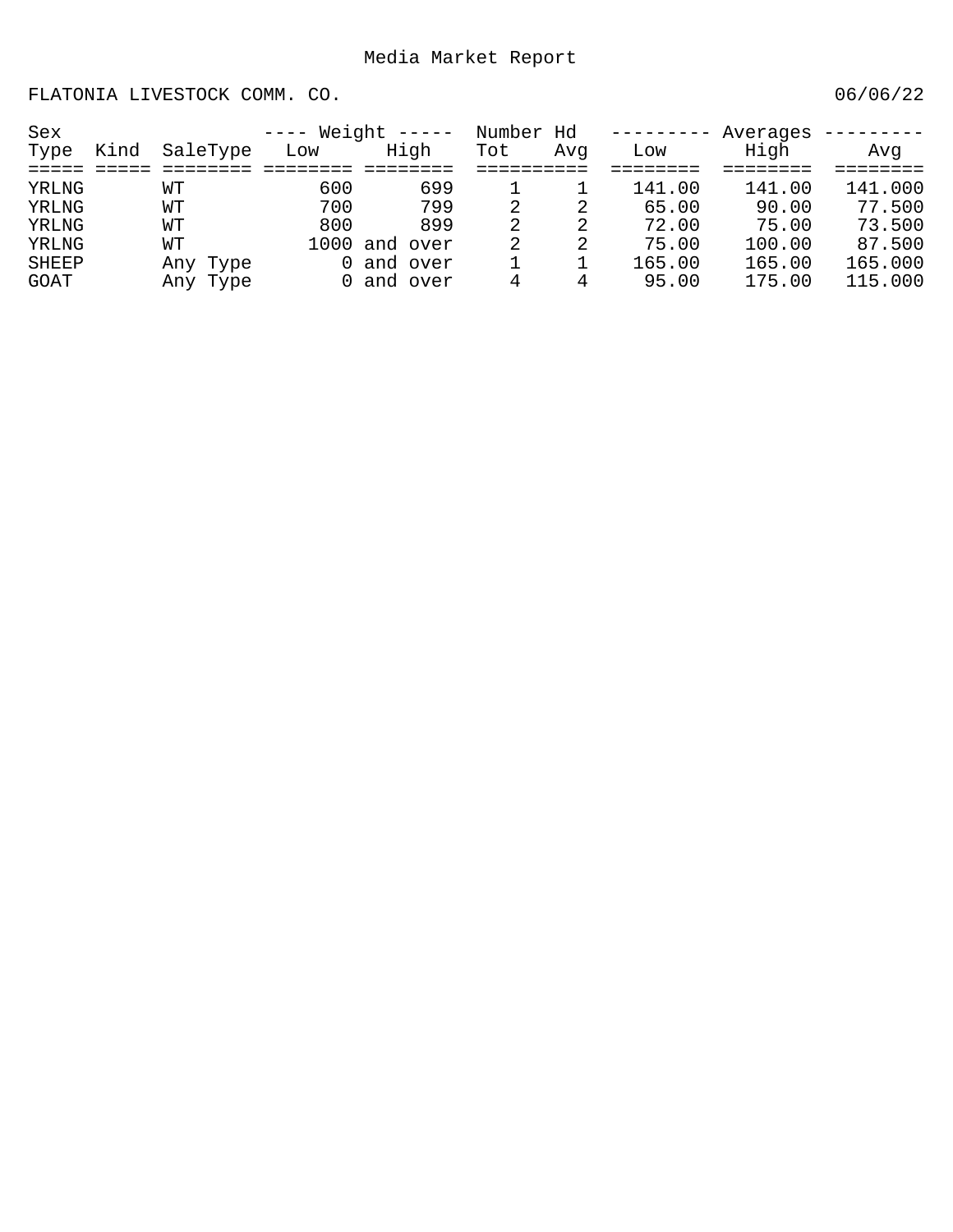Media Market Report

FLATONIA LIVESTOCK COMM. CO. 06/06/22

| Sex Type | Kind | SaleType | Weight Low | Weight High | Number Hd Tot | Number Hd Avg | Averages Low | Averages High | Averages Avg |
|---|---|---|---|---|---|---|---|---|---|
| YRLNG | | WT | 600 | 699 | 1 | 1 | 141.00 | 141.00 | 141.000 |
| YRLNG | | WT | 700 | 799 | 2 | 2 | 65.00 | 90.00 | 77.500 |
| YRLNG | | WT | 800 | 899 | 2 | 2 | 72.00 | 75.00 | 73.500 |
| YRLNG | | WT | 1000 | and over | 2 | 2 | 75.00 | 100.00 | 87.500 |
| SHEEP | | Any Type | 0 | and over | 1 | 1 | 165.00 | 165.00 | 165.000 |
| GOAT | | Any Type | 0 | and over | 4 | 4 | 95.00 | 175.00 | 115.000 |